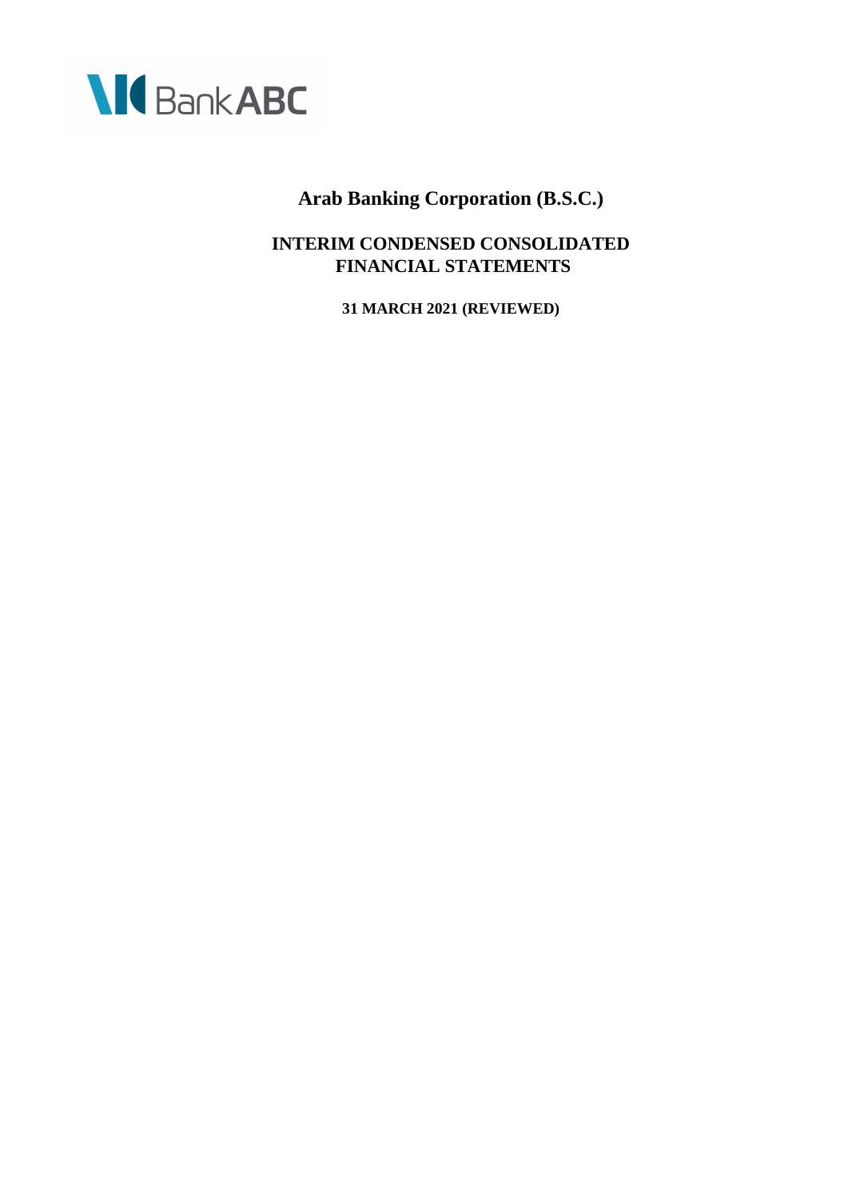Bank ABC

# Arab Banking Corporation (B.S.C.)

## INTERIM CONDENSED CONSOLIDATED FINANCIAL STATEMENTS

**31 MARCH 2021 (REVIEWED)**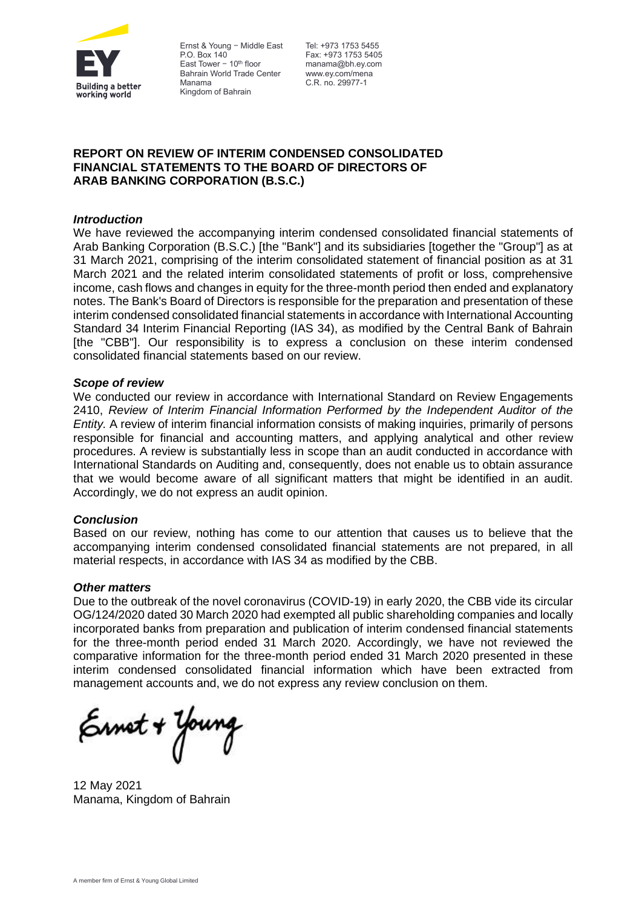Ernst & Young – Middle East
P.O. Box 140
East Tower – 10th floor
Bahrain World Trade Center
Manama
Kingdom of Bahrain

Tel: +973 1753 5455
Fax: +973 1753 5405
manama@bh.ey.com
www.ey.com/mena
C.R. no. 29977-1

## REPORT ON REVIEW OF INTERIM CONDENSED CONSOLIDATED FINANCIAL STATEMENTS TO THE BOARD OF DIRECTORS OF ARAB BANKING CORPORATION (B.S.C.)

### *Introduction*

We have reviewed the accompanying interim condensed consolidated financial statements of Arab Banking Corporation (B.S.C.) [the "Bank"] and its subsidiaries [together the "Group"] as at 31 March 2021, comprising of the interim consolidated statement of financial position as at 31 March 2021 and the related interim consolidated statements of profit or loss, comprehensive income, cash flows and changes in equity for the three-month period then ended and explanatory notes. The Bank's Board of Directors is responsible for the preparation and presentation of these interim condensed consolidated financial statements in accordance with International Accounting Standard 34 Interim Financial Reporting (IAS 34), as modified by the Central Bank of Bahrain [the "CBB"]. Our responsibility is to express a conclusion on these interim condensed consolidated financial statements based on our review.

### *Scope of review*

We conducted our review in accordance with International Standard on Review Engagements 2410, *Review of Interim Financial Information Performed by the Independent Auditor of the Entity.* A review of interim financial information consists of making inquiries, primarily of persons responsible for financial and accounting matters, and applying analytical and other review procedures. A review is substantially less in scope than an audit conducted in accordance with International Standards on Auditing and, consequently, does not enable us to obtain assurance that we would become aware of all significant matters that might be identified in an audit. Accordingly, we do not express an audit opinion.

### *Conclusion*

Based on our review, nothing has come to our attention that causes us to believe that the accompanying interim condensed consolidated financial statements are not prepared, in all material respects, in accordance with IAS 34 as modified by the CBB.

### *Other matters*

Due to the outbreak of the novel coronavirus (COVID-19) in early 2020, the CBB vide its circular OG/124/2020 dated 30 March 2020 had exempted all public shareholding companies and locally incorporated banks from preparation and publication of interim condensed financial statements for the three-month period ended 31 March 2020. Accordingly, we have not reviewed the comparative information for the three-month period ended 31 March 2020 presented in these interim condensed consolidated financial information which have been extracted from management accounts and, we do not express any review conclusion on them.

Ernst + Young

12 May 2021
Manama, Kingdom of Bahrain

A member firm of Ernst & Young Global Limited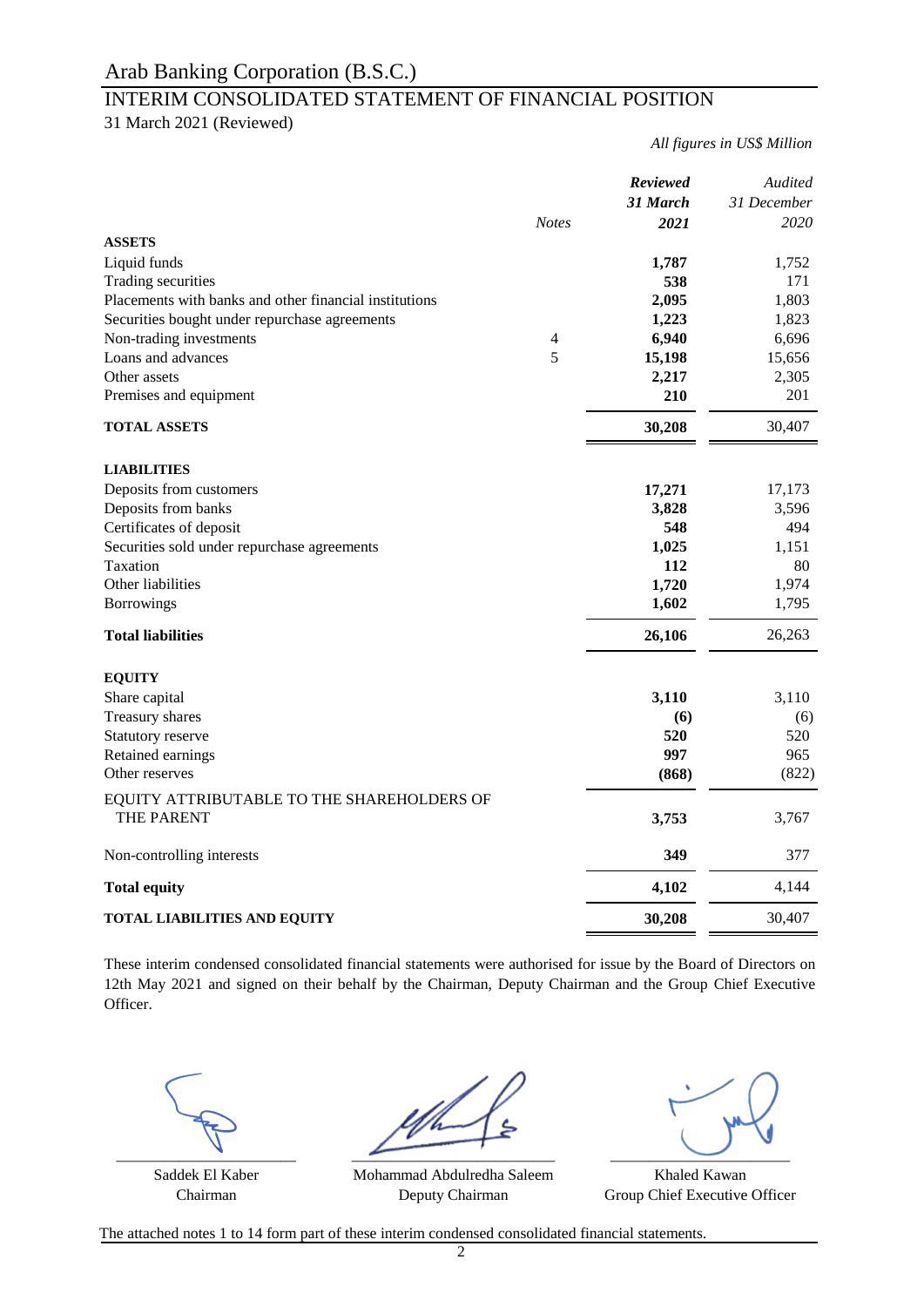# Arab Banking Corporation (B.S.C.)

## INTERIM CONSOLIDATED STATEMENT OF FINANCIAL POSITION

31 March 2021 (Reviewed)

*All figures in US$ Million*

| | Notes | ***Reviewed 31 March 2021*** | *Audited 31 December 2020* |
|---|---|---|---|
| **ASSETS** | | | |
| Liquid funds | | **1,787** | 1,752 |
| Trading securities | | **538** | 171 |
| Placements with banks and other financial institutions | | **2,095** | 1,803 |
| Securities bought under repurchase agreements | | **1,223** | 1,823 |
| Non-trading investments | 4 | **6,940** | 6,696 |
| Loans and advances | 5 | **15,198** | 15,656 |
| Other assets | | **2,217** | 2,305 |
| Premises and equipment | | **210** | 201 |
| **TOTAL ASSETS** | | **30,208** | 30,407 |
| **LIABILITIES** | | | |
| Deposits from customers | | **17,271** | 17,173 |
| Deposits from banks | | **3,828** | 3,596 |
| Certificates of deposit | | **548** | 494 |
| Securities sold under repurchase agreements | | **1,025** | 1,151 |
| Taxation | | **112** | 80 |
| Other liabilities | | **1,720** | 1,974 |
| Borrowings | | **1,602** | 1,795 |
| **Total liabilities** | | **26,106** | 26,263 |
| **EQUITY** | | | |
| Share capital | | **3,110** | 3,110 |
| Treasury shares | | **(6)** | (6) |
| Statutory reserve | | **520** | 520 |
| Retained earnings | | **997** | 965 |
| Other reserves | | **(868)** | (822) |
| EQUITY ATTRIBUTABLE TO THE SHAREHOLDERS OF THE PARENT | | **3,753** | 3,767 |
| Non-controlling interests | | **349** | 377 |
| **Total equity** | | **4,102** | 4,144 |
| **TOTAL LIABILITIES AND EQUITY** | | **30,208** | 30,407 |

These interim condensed consolidated financial statements were authorised for issue by the Board of Directors on 12th May 2021 and signed on their behalf by the Chairman, Deputy Chairman and the Group Chief Executive Officer.

| Saddek El Kaber | Mohammad Abdulredha Saleem | Khaled Kawan |
|---|---|---|
| Chairman | Deputy Chairman | Group Chief Executive Officer |

The attached notes 1 to 14 form part of these interim condensed consolidated financial statements.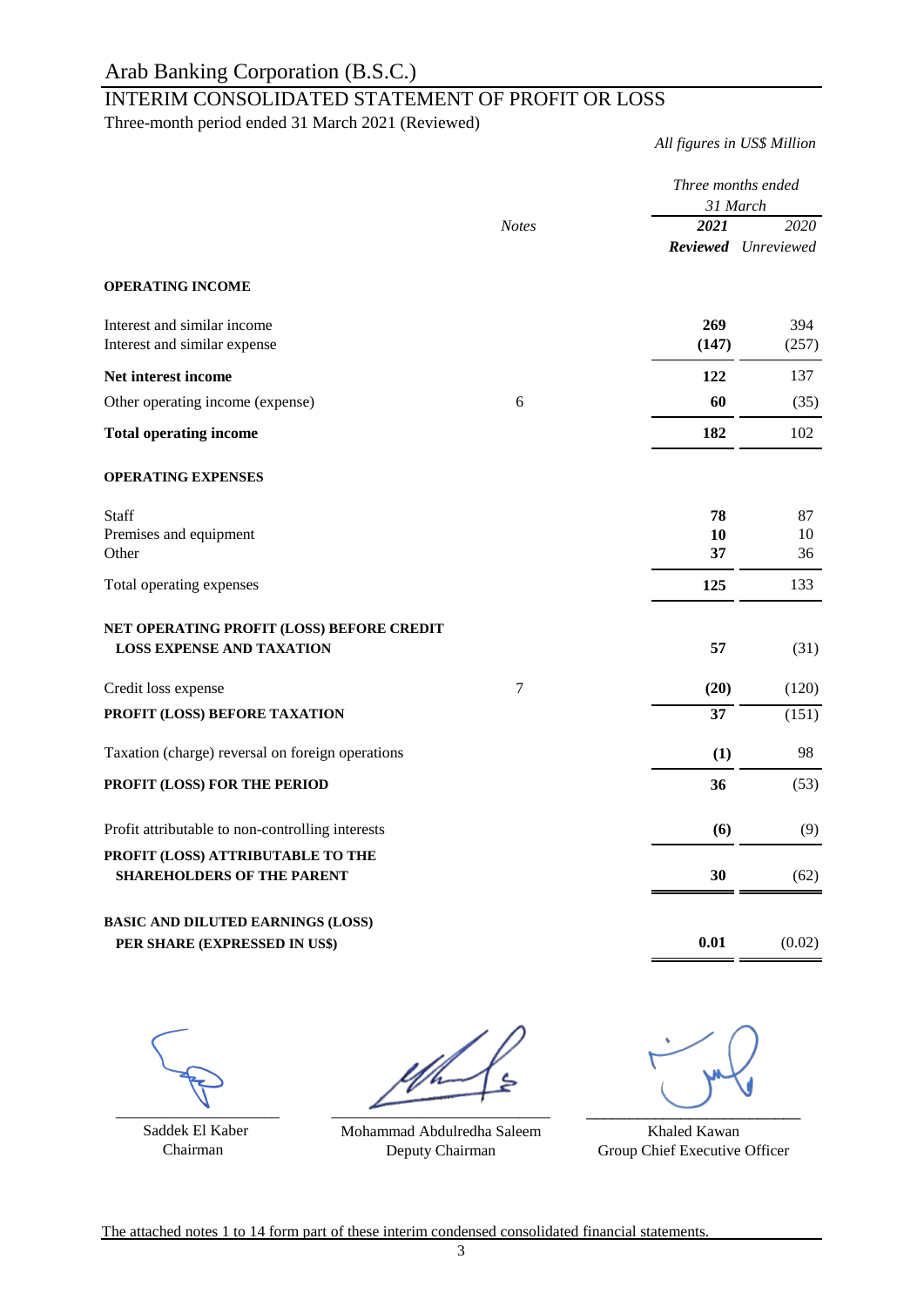# Arab Banking Corporation (B.S.C.)

## INTERIM CONSOLIDATED STATEMENT OF PROFIT OR LOSS

Three-month period ended 31 March 2021 (Reviewed)

*All figures in US$ Million*

| | *Notes* | *Three months ended 31 March* **2021** **Reviewed** | *2020* *Unreviewed* |
|---|---|---|---|
| **OPERATING INCOME** | | | |
| Interest and similar income | | **269** | 394 |
| Interest and similar expense | | **(147)** | (257) |
| **Net interest income** | | **122** | 137 |
| Other operating income (expense) | 6 | **60** | (35) |
| **Total operating income** | | **182** | 102 |
| **OPERATING EXPENSES** | | | |
| Staff | | **78** | 87 |
| Premises and equipment | | **10** | 10 |
| Other | | **37** | 36 |
| Total operating expenses | | **125** | 133 |
| **NET OPERATING PROFIT (LOSS) BEFORE CREDIT LOSS EXPENSE AND TAXATION** | | **57** | (31) |
| Credit loss expense | 7 | **(20)** | (120) |
| **PROFIT (LOSS) BEFORE TAXATION** | | **37** | (151) |
| Taxation (charge) reversal on foreign operations | | **(1)** | 98 |
| **PROFIT (LOSS) FOR THE PERIOD** | | **36** | (53) |
| Profit attributable to non-controlling interests | | **(6)** | (9) |
| **PROFIT (LOSS) ATTRIBUTABLE TO THE SHAREHOLDERS OF THE PARENT** | | **30** | (62) |
| **BASIC AND DILUTED EARNINGS (LOSS) PER SHARE (EXPRESSED IN US$)** | | **0.01** | (0.02) |

Saddek El Kaber
Chairman

Mohammad Abdulredha Saleem
Deputy Chairman

Khaled Kawan
Group Chief Executive Officer

The attached notes 1 to 14 form part of these interim condensed consolidated financial statements.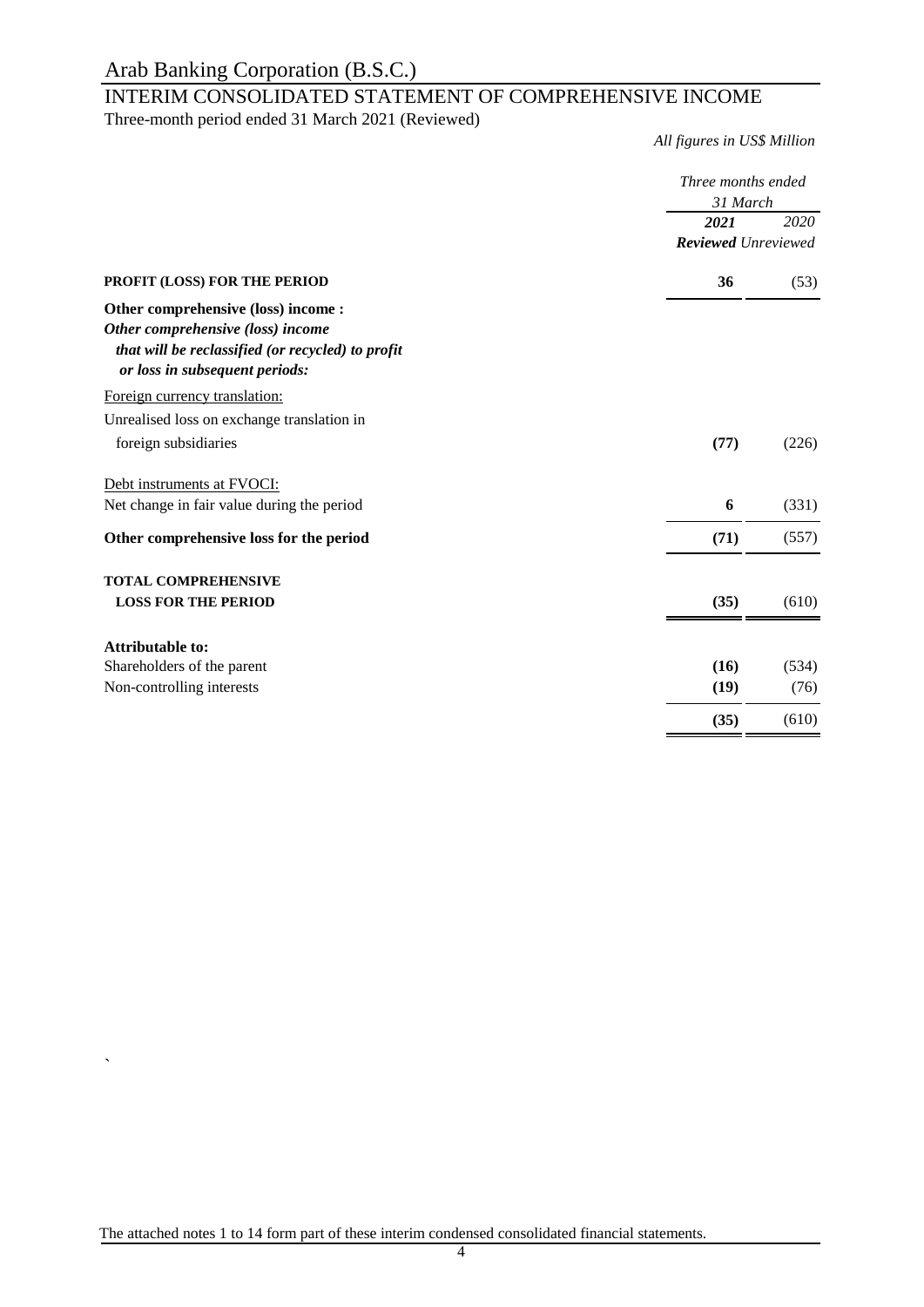# Arab Banking Corporation (B.S.C.)

## INTERIM CONSOLIDATED STATEMENT OF COMPREHENSIVE INCOME

Three-month period ended 31 March 2021 (Reviewed)

*All figures in US$ Million*

| | Three months ended 31 March | |
|---|---|---|
| | ***2021*** | *2020* |
| | ***Reviewed*** | *Unreviewed* |
| **PROFIT (LOSS) FOR THE PERIOD** | **36** | (53) |
| **Other comprehensive (loss) income :** | | |
| ***Other comprehensive (loss) income that will be reclassified (or recycled) to profit or loss in subsequent periods:*** | | |
| Foreign currency translation: | | |
| Unrealised loss on exchange translation in foreign subsidiaries | **(77)** | (226) |
| Debt instruments at FVOCI: | | |
| Net change in fair value during the period | **6** | (331) |
| **Other comprehensive loss for the period** | **(71)** | (557) |
| **TOTAL COMPREHENSIVE LOSS FOR THE PERIOD** | **(35)** | (610) |
| **Attributable to:** | | |
| Shareholders of the parent | **(16)** | (534) |
| Non-controlling interests | **(19)** | (76) |
| | **(35)** | (610) |

The attached notes 1 to 14 form part of these interim condensed consolidated financial statements.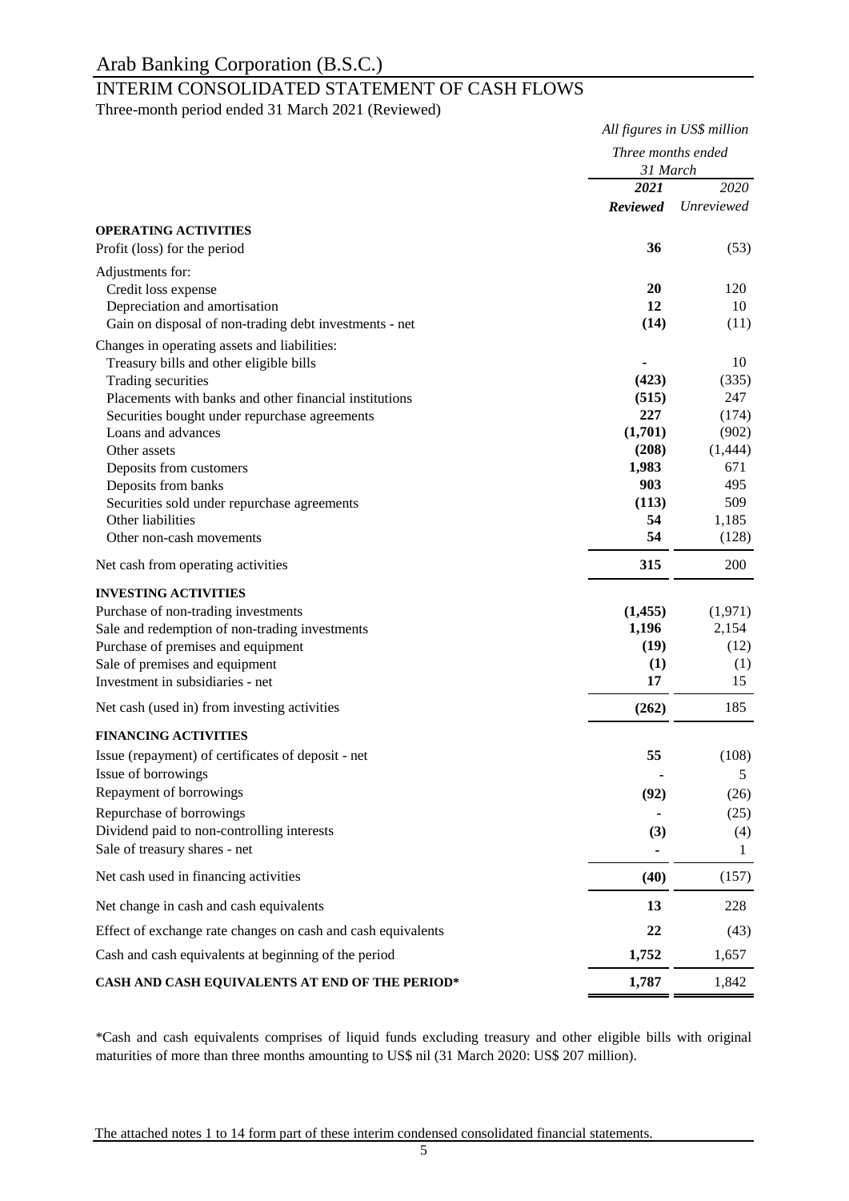# Arab Banking Corporation (B.S.C.)

## INTERIM CONSOLIDATED STATEMENT OF CASH FLOWS

Three-month period ended 31 March 2021 (Reviewed)

*All figures in US$ million*

| | *Three months ended 31 March* | |
|---|---|---|
| | ***2021*** | *2020* |
| | ***Reviewed*** | *Unreviewed* |
| **OPERATING ACTIVITIES** | | |
| Profit (loss) for the period | **36** | (53) |
| Adjustments for: | | |
| Credit loss expense | **20** | 120 |
| Depreciation and amortisation | **12** | 10 |
| Gain on disposal of non-trading debt investments - net | **(14)** | (11) |
| Changes in operating assets and liabilities: | | |
| Treasury bills and other eligible bills | **-** | 10 |
| Trading securities | **(423)** | (335) |
| Placements with banks and other financial institutions | **(515)** | 247 |
| Securities bought under repurchase agreements | **227** | (174) |
| Loans and advances | **(1,701)** | (902) |
| Other assets | **(208)** | (1,444) |
| Deposits from customers | **1,983** | 671 |
| Deposits from banks | **903** | 495 |
| Securities sold under repurchase agreements | **(113)** | 509 |
| Other liabilities | **54** | 1,185 |
| Other non-cash movements | **54** | (128) |
| Net cash from operating activities | **315** | 200 |
| **INVESTING ACTIVITIES** | | |
| Purchase of non-trading investments | **(1,455)** | (1,971) |
| Sale and redemption of non-trading investments | **1,196** | 2,154 |
| Purchase of premises and equipment | **(19)** | (12) |
| Sale of premises and equipment | **(1)** | (1) |
| Investment in subsidiaries - net | **17** | 15 |
| Net cash (used in) from investing activities | **(262)** | 185 |
| **FINANCING ACTIVITIES** | | |
| Issue (repayment) of certificates of deposit - net | **55** | (108) |
| Issue of borrowings | **-** | 5 |
| Repayment of borrowings | **(92)** | (26) |
| Repurchase of borrowings | **-** | (25) |
| Dividend paid to non-controlling interests | **(3)** | (4) |
| Sale of treasury shares - net | **-** | 1 |
| Net cash used in financing activities | **(40)** | (157) |
| Net change in cash and cash equivalents | **13** | 228 |
| Effect of exchange rate changes on cash and cash equivalents | **22** | (43) |
| Cash and cash equivalents at beginning of the period | **1,752** | 1,657 |
| **CASH AND CASH EQUIVALENTS AT END OF THE PERIOD*** | **1,787** | 1,842 |

*Cash and cash equivalents comprises of liquid funds excluding treasury and other eligible bills with original maturities of more than three months amounting to US$ nil (31 March 2020: US$ 207 million).

The attached notes 1 to 14 form part of these interim condensed consolidated financial statements.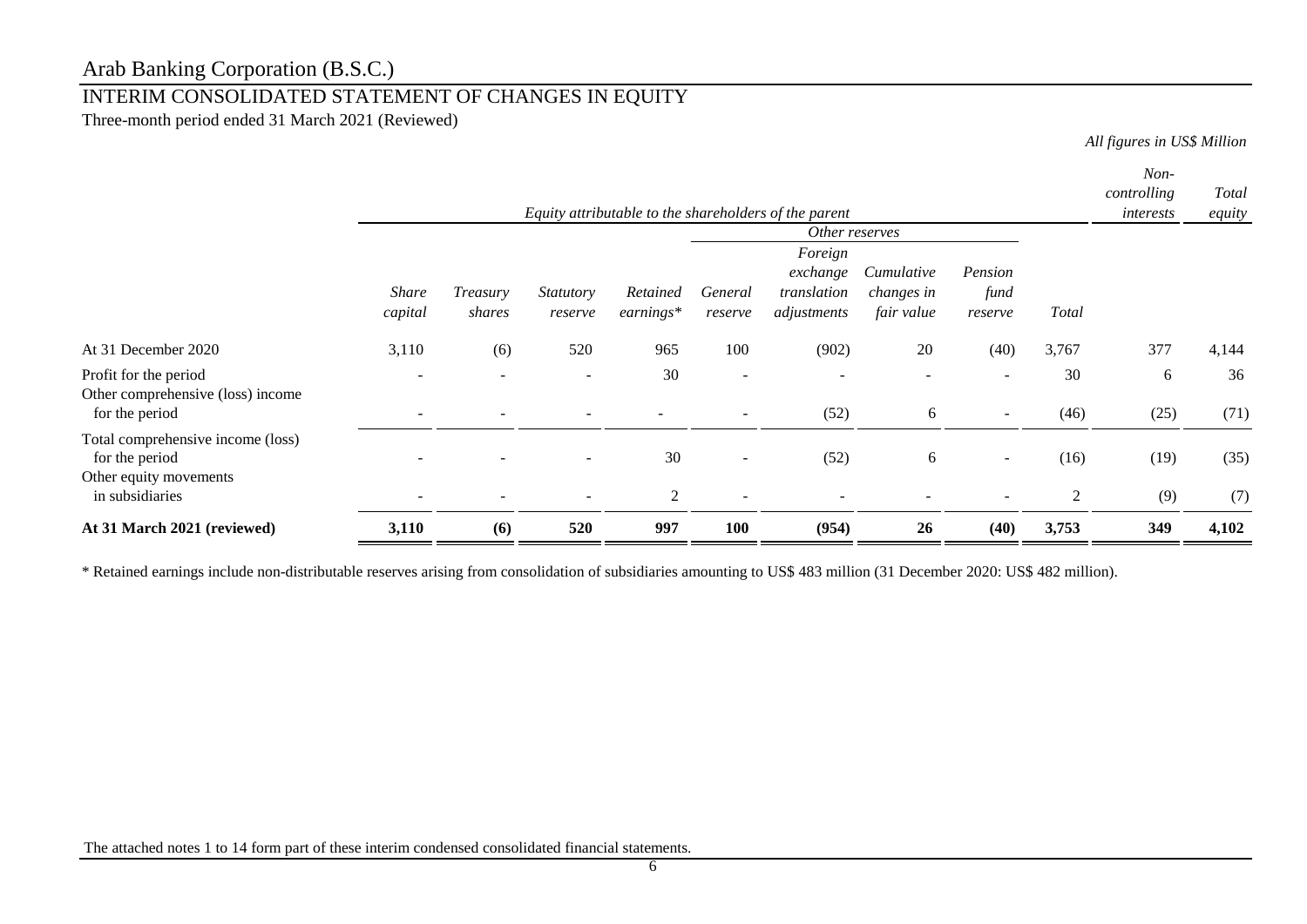# Arab Banking Corporation (B.S.C.)

## INTERIM CONSOLIDATED STATEMENT OF CHANGES IN EQUITY

Three-month period ended 31 March 2021 (Reviewed)

*All figures in US$ Million*

| | *Equity attributable to the shareholders of the parent* | | | | | | | | | *Non-controlling interests* | *Total equity* |
|---|---|---|---|---|---|---|---|---|---|---|---|
| | | | | | *Other reserves* | | | | | | |
| | *Share capital* | *Treasury shares* | *Statutory reserve* | *Retained earnings\** | *General reserve* | *Foreign exchange translation adjustments* | *Cumulative changes in fair value* | *Pension fund reserve* | *Total* | | |
| At 31 December 2020 | 3,110 | (6) | 520 | 965 | 100 | (902) | 20 | (40) | 3,767 | 377 | 4,144 |
| Profit for the period | - | - | - | 30 | - | - | - | - | 30 | 6 | 36 |
| Other comprehensive (loss) income for the period | - | - | - | - | - | (52) | 6 | - | (46) | (25) | (71) |
| Total comprehensive income (loss) for the period | - | - | - | 30 | - | (52) | 6 | - | (16) | (19) | (35) |
| Other equity movements in subsidiaries | - | - | - | 2 | - | - | - | - | 2 | (9) | (7) |
| **At 31 March 2021 (reviewed)** | **3,110** | **(6)** | **520** | **997** | **100** | **(954)** | **26** | **(40)** | **3,753** | **349** | **4,102** |

\* Retained earnings include non-distributable reserves arising from consolidation of subsidiaries amounting to US$ 483 million (31 December 2020: US$ 482 million).

The attached notes 1 to 14 form part of these interim condensed consolidated financial statements.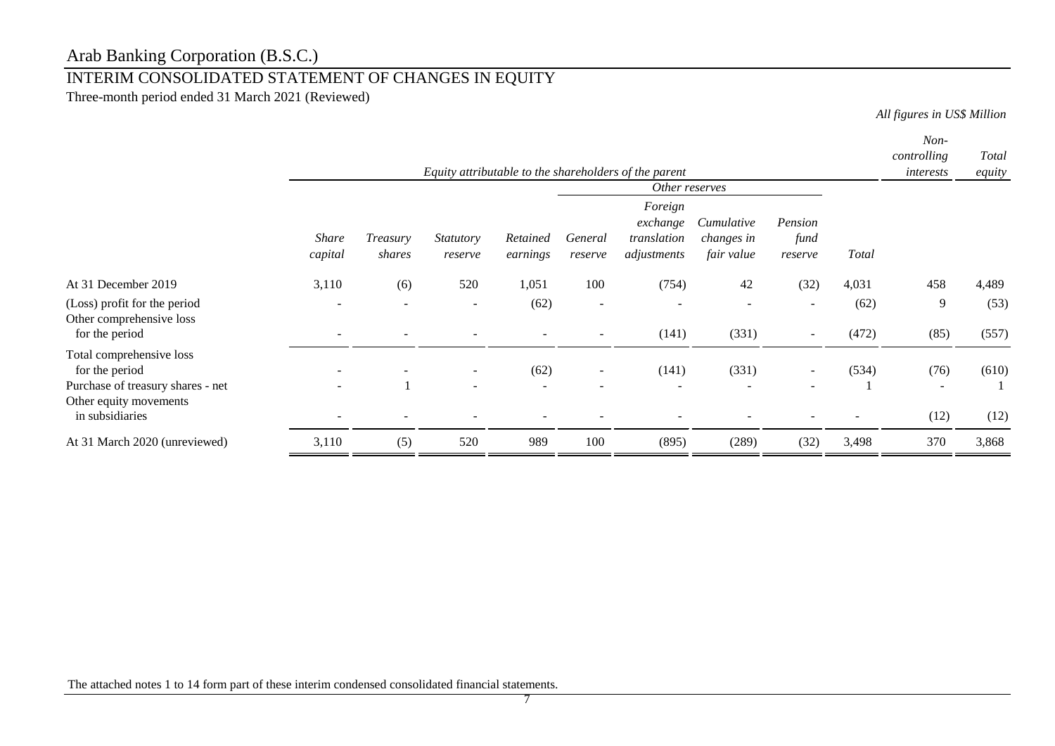# Arab Banking Corporation (B.S.C.)

## INTERIM CONSOLIDATED STATEMENT OF CHANGES IN EQUITY

Three-month period ended 31 March 2021 (Reviewed)

*All figures in US$ Million*

| | *Equity attributable to the shareholders of the parent* | | | | | | | | | *Non-controlling interests* | *Total equity* |
|---|---|---|---|---|---|---|---|---|---|---|---|
| | | | | | *Other reserves* | | | | | | |
| | *Share capital* | *Treasury shares* | *Statutory reserve* | *Retained earnings* | *General reserve* | *Foreign exchange translation adjustments* | *Cumulative changes in fair value* | *Pension fund reserve* | *Total* | | |
| At 31 December 2019 | 3,110 | (6) | 520 | 1,051 | 100 | (754) | 42 | (32) | 4,031 | 458 | 4,489 |
| (Loss) profit for the period | - | - | - | (62) | - | - | - | - | (62) | 9 | (53) |
| Other comprehensive loss for the period | - | - | - | - | - | (141) | (331) | - | (472) | (85) | (557) |
| Total comprehensive loss for the period | - | - | - | (62) | - | (141) | (331) | - | (534) | (76) | (610) |
| Purchase of treasury shares - net | - | 1 | - | - | - | - | - | - | 1 | - | 1 |
| Other equity movements in subsidiaries | - | - | - | - | - | - | - | - | - | (12) | (12) |
| At 31 March 2020 (unreviewed) | 3,110 | (5) | 520 | 989 | 100 | (895) | (289) | (32) | 3,498 | 370 | 3,868 |

The attached notes 1 to 14 form part of these interim condensed consolidated financial statements.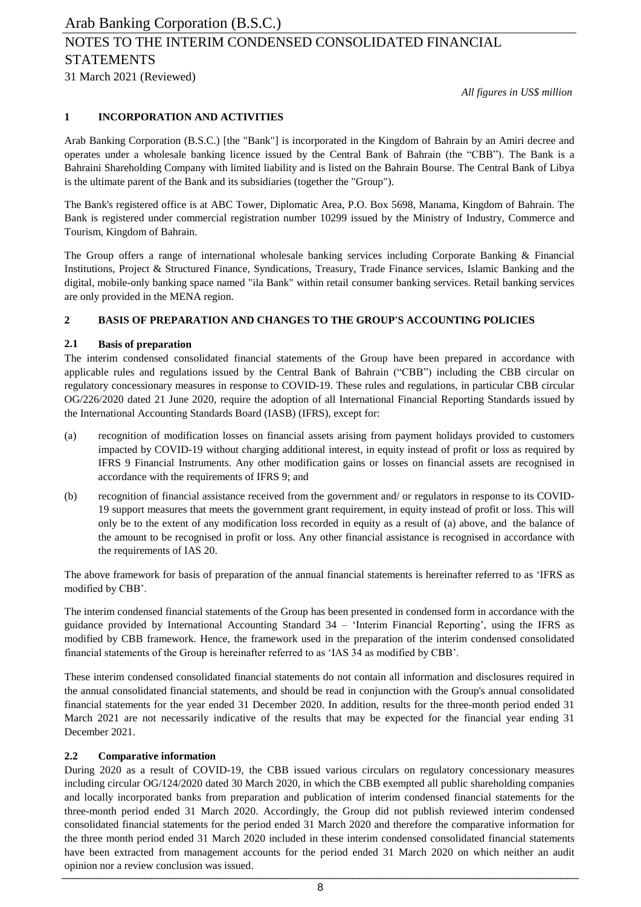*All figures in US$ million*

## 1 INCORPORATION AND ACTIVITIES

Arab Banking Corporation (B.S.C.) [the "Bank"] is incorporated in the Kingdom of Bahrain by an Amiri decree and operates under a wholesale banking licence issued by the Central Bank of Bahrain (the "CBB"). The Bank is a Bahraini Shareholding Company with limited liability and is listed on the Bahrain Bourse. The Central Bank of Libya is the ultimate parent of the Bank and its subsidiaries (together the "Group").

The Bank's registered office is at ABC Tower, Diplomatic Area, P.O. Box 5698, Manama, Kingdom of Bahrain. The Bank is registered under commercial registration number 10299 issued by the Ministry of Industry, Commerce and Tourism, Kingdom of Bahrain.

The Group offers a range of international wholesale banking services including Corporate Banking & Financial Institutions, Project & Structured Finance, Syndications, Treasury, Trade Finance services, Islamic Banking and the digital, mobile-only banking space named "ila Bank" within retail consumer banking services. Retail banking services are only provided in the MENA region.

## 2 BASIS OF PREPARATION AND CHANGES TO THE GROUP'S ACCOUNTING POLICIES

### 2.1 Basis of preparation

The interim condensed consolidated financial statements of the Group have been prepared in accordance with applicable rules and regulations issued by the Central Bank of Bahrain ("CBB") including the CBB circular on regulatory concessionary measures in response to COVID-19. These rules and regulations, in particular CBB circular OG/226/2020 dated 21 June 2020, require the adoption of all International Financial Reporting Standards issued by the International Accounting Standards Board (IASB) (IFRS), except for:

(a) recognition of modification losses on financial assets arising from payment holidays provided to customers impacted by COVID-19 without charging additional interest, in equity instead of profit or loss as required by IFRS 9 Financial Instruments. Any other modification gains or losses on financial assets are recognised in accordance with the requirements of IFRS 9; and

(b) recognition of financial assistance received from the government and/ or regulators in response to its COVID-19 support measures that meets the government grant requirement, in equity instead of profit or loss. This will only be to the extent of any modification loss recorded in equity as a result of (a) above, and the balance of the amount to be recognised in profit or loss. Any other financial assistance is recognised in accordance with the requirements of IAS 20.

The above framework for basis of preparation of the annual financial statements is hereinafter referred to as 'IFRS as modified by CBB'.

The interim condensed financial statements of the Group has been presented in condensed form in accordance with the guidance provided by International Accounting Standard 34 – 'Interim Financial Reporting', using the IFRS as modified by CBB framework. Hence, the framework used in the preparation of the interim condensed consolidated financial statements of the Group is hereinafter referred to as 'IAS 34 as modified by CBB'.

These interim condensed consolidated financial statements do not contain all information and disclosures required in the annual consolidated financial statements, and should be read in conjunction with the Group's annual consolidated financial statements for the year ended 31 December 2020. In addition, results for the three-month period ended 31 March 2021 are not necessarily indicative of the results that may be expected for the financial year ending 31 December 2021.

### 2.2 Comparative information

During 2020 as a result of COVID-19, the CBB issued various circulars on regulatory concessionary measures including circular OG/124/2020 dated 30 March 2020, in which the CBB exempted all public shareholding companies and locally incorporated banks from preparation and publication of interim condensed financial statements for the three-month period ended 31 March 2020. Accordingly, the Group did not publish reviewed interim condensed consolidated financial statements for the period ended 31 March 2020 and therefore the comparative information for the three month period ended 31 March 2020 included in these interim condensed consolidated financial statements have been extracted from management accounts for the period ended 31 March 2020 on which neither an audit opinion nor a review conclusion was issued.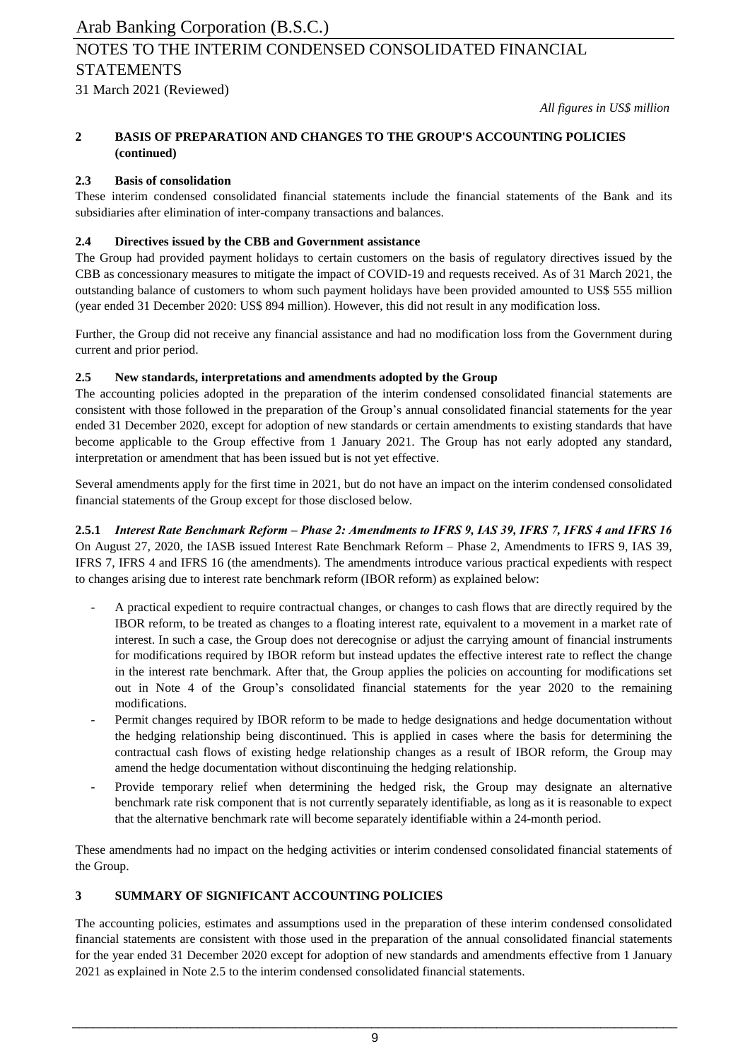*All figures in US$ million*

## 2 BASIS OF PREPARATION AND CHANGES TO THE GROUP'S ACCOUNTING POLICIES (continued)

### 2.3 Basis of consolidation

These interim condensed consolidated financial statements include the financial statements of the Bank and its subsidiaries after elimination of inter-company transactions and balances.

### 2.4 Directives issued by the CBB and Government assistance

The Group had provided payment holidays to certain customers on the basis of regulatory directives issued by the CBB as concessionary measures to mitigate the impact of COVID-19 and requests received. As of 31 March 2021, the outstanding balance of customers to whom such payment holidays have been provided amounted to US$ 555 million (year ended 31 December 2020: US$ 894 million). However, this did not result in any modification loss.

Further, the Group did not receive any financial assistance and had no modification loss from the Government during current and prior period.

### 2.5 New standards, interpretations and amendments adopted by the Group

The accounting policies adopted in the preparation of the interim condensed consolidated financial statements are consistent with those followed in the preparation of the Group's annual consolidated financial statements for the year ended 31 December 2020, except for adoption of new standards or certain amendments to existing standards that have become applicable to the Group effective from 1 January 2021. The Group has not early adopted any standard, interpretation or amendment that has been issued but is not yet effective.

Several amendments apply for the first time in 2021, but do not have an impact on the interim condensed consolidated financial statements of the Group except for those disclosed below.

#### 2.5.1 *Interest Rate Benchmark Reform – Phase 2: Amendments to IFRS 9, IAS 39, IFRS 7, IFRS 4 and IFRS 16*

On August 27, 2020, the IASB issued Interest Rate Benchmark Reform – Phase 2, Amendments to IFRS 9, IAS 39, IFRS 7, IFRS 4 and IFRS 16 (the amendments). The amendments introduce various practical expedients with respect to changes arising due to interest rate benchmark reform (IBOR reform) as explained below:

- A practical expedient to require contractual changes, or changes to cash flows that are directly required by the IBOR reform, to be treated as changes to a floating interest rate, equivalent to a movement in a market rate of interest. In such a case, the Group does not derecognise or adjust the carrying amount of financial instruments for modifications required by IBOR reform but instead updates the effective interest rate to reflect the change in the interest rate benchmark. After that, the Group applies the policies on accounting for modifications set out in Note 4 of the Group's consolidated financial statements for the year 2020 to the remaining modifications.
- Permit changes required by IBOR reform to be made to hedge designations and hedge documentation without the hedging relationship being discontinued. This is applied in cases where the basis for determining the contractual cash flows of existing hedge relationship changes as a result of IBOR reform, the Group may amend the hedge documentation without discontinuing the hedging relationship.
- Provide temporary relief when determining the hedged risk, the Group may designate an alternative benchmark rate risk component that is not currently separately identifiable, as long as it is reasonable to expect that the alternative benchmark rate will become separately identifiable within a 24-month period.

These amendments had no impact on the hedging activities or interim condensed consolidated financial statements of the Group.

## 3 SUMMARY OF SIGNIFICANT ACCOUNTING POLICIES

The accounting policies, estimates and assumptions used in the preparation of these interim condensed consolidated financial statements are consistent with those used in the preparation of the annual consolidated financial statements for the year ended 31 December 2020 except for adoption of new standards and amendments effective from 1 January 2021 as explained in Note 2.5 to the interim condensed consolidated financial statements.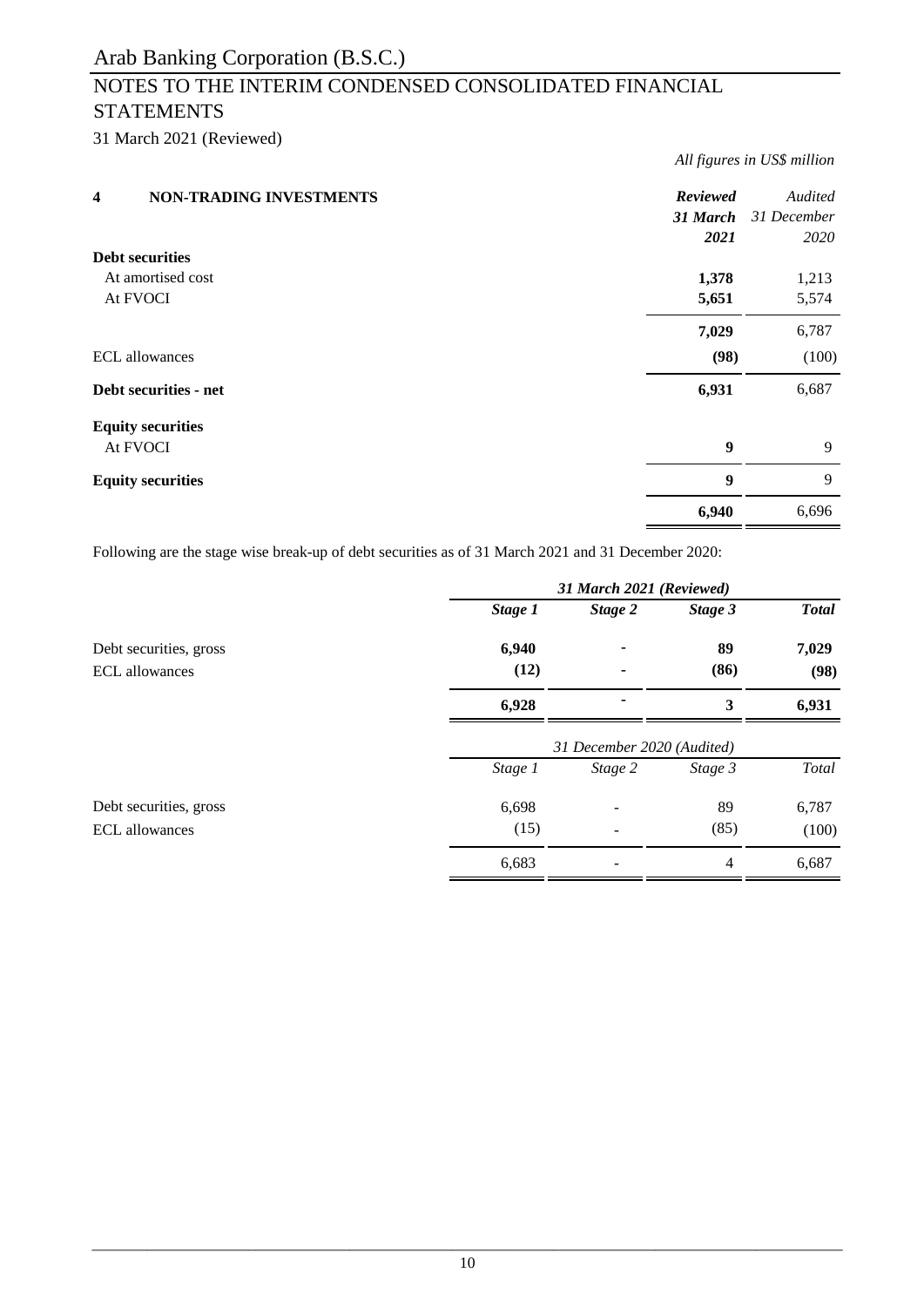Arab Banking Corporation (B.S.C.)

NOTES TO THE INTERIM CONDENSED CONSOLIDATED FINANCIAL STATEMENTS

31 March 2021 (Reviewed)

*All figures in US$ million*

## 4 NON-TRADING INVESTMENTS

| | ***Reviewed 31 March 2021*** | *Audited 31 December 2020* |
|---|---|---|
| **Debt securities** | | |
| At amortised cost | **1,378** | 1,213 |
| At FVOCI | **5,651** | 5,574 |
| | **7,029** | 6,787 |
| ECL allowances | **(98)** | (100) |
| **Debt securities - net** | **6,931** | 6,687 |
| **Equity securities** | | |
| At FVOCI | **9** | 9 |
| **Equity securities** | **9** | 9 |
| | **6,940** | 6,696 |

Following are the stage wise break-up of debt securities as of 31 March 2021 and 31 December 2020:

| | ***31 March 2021 (Reviewed)*** | | | |
|---|---|---|---|---|
| | ***Stage 1*** | ***Stage 2*** | ***Stage 3*** | ***Total*** |
| Debt securities, gross | **6,940** | **-** | **89** | **7,029** |
| ECL allowances | **(12)** | **-** | **(86)** | **(98)** |
| | **6,928** | **-** | **3** | **6,931** |

| | *31 December 2020 (Audited)* | | | |
|---|---|---|---|---|
| | *Stage 1* | *Stage 2* | *Stage 3* | *Total* |
| Debt securities, gross | 6,698 | - | 89 | 6,787 |
| ECL allowances | (15) | - | (85) | (100) |
| | 6,683 | - | 4 | 6,687 |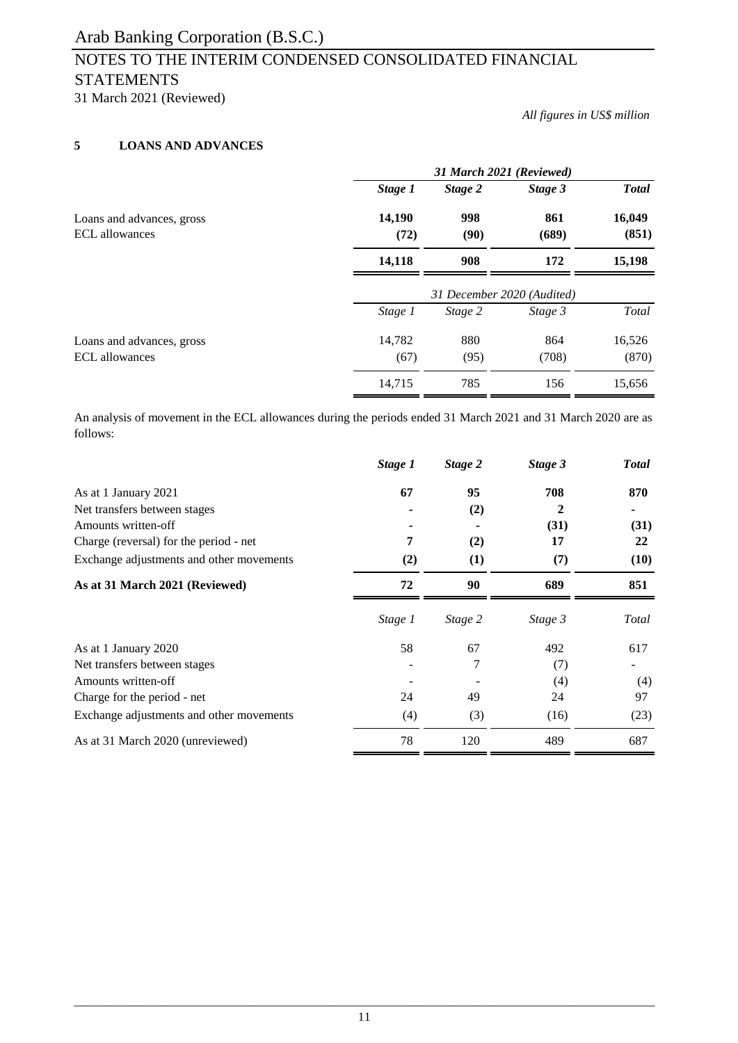*All figures in US$ million*

## 5 LOANS AND ADVANCES

| | ***31 March 2021 (Reviewed)*** | | | |
|---|---|---|---|---|
| | ***Stage 1*** | ***Stage 2*** | ***Stage 3*** | ***Total*** |
| Loans and advances, gross | **14,190** | **998** | **861** | **16,049** |
| ECL allowances | **(72)** | **(90)** | **(689)** | **(851)** |
| | **14,118** | **908** | **172** | **15,198** |

| | *31 December 2020 (Audited)* | | | |
|---|---|---|---|---|
| | *Stage 1* | *Stage 2* | *Stage 3* | *Total* |
| Loans and advances, gross | 14,782 | 880 | 864 | 16,526 |
| ECL allowances | (67) | (95) | (708) | (870) |
| | 14,715 | 785 | 156 | 15,656 |

An analysis of movement in the ECL allowances during the periods ended 31 March 2021 and 31 March 2020 are as follows:

| | ***Stage 1*** | ***Stage 2*** | ***Stage 3*** | ***Total*** |
|---|---|---|---|---|
| As at 1 January 2021 | **67** | **95** | **708** | **870** |
| Net transfers between stages | **-** | **(2)** | **2** | **-** |
| Amounts written-off | **-** | **-** | **(31)** | **(31)** |
| Charge (reversal) for the period - net | **7** | **(2)** | **17** | **22** |
| Exchange adjustments and other movements | **(2)** | **(1)** | **(7)** | **(10)** |
| **As at 31 March 2021 (Reviewed)** | **72** | **90** | **689** | **851** |

| | *Stage 1* | *Stage 2* | *Stage 3* | *Total* |
|---|---|---|---|---|
| As at 1 January 2020 | 58 | 67 | 492 | 617 |
| Net transfers between stages | - | 7 | (7) | - |
| Amounts written-off | - | - | (4) | (4) |
| Charge for the period - net | 24 | 49 | 24 | 97 |
| Exchange adjustments and other movements | (4) | (3) | (16) | (23) |
| As at 31 March 2020 (unreviewed) | 78 | 120 | 489 | 687 |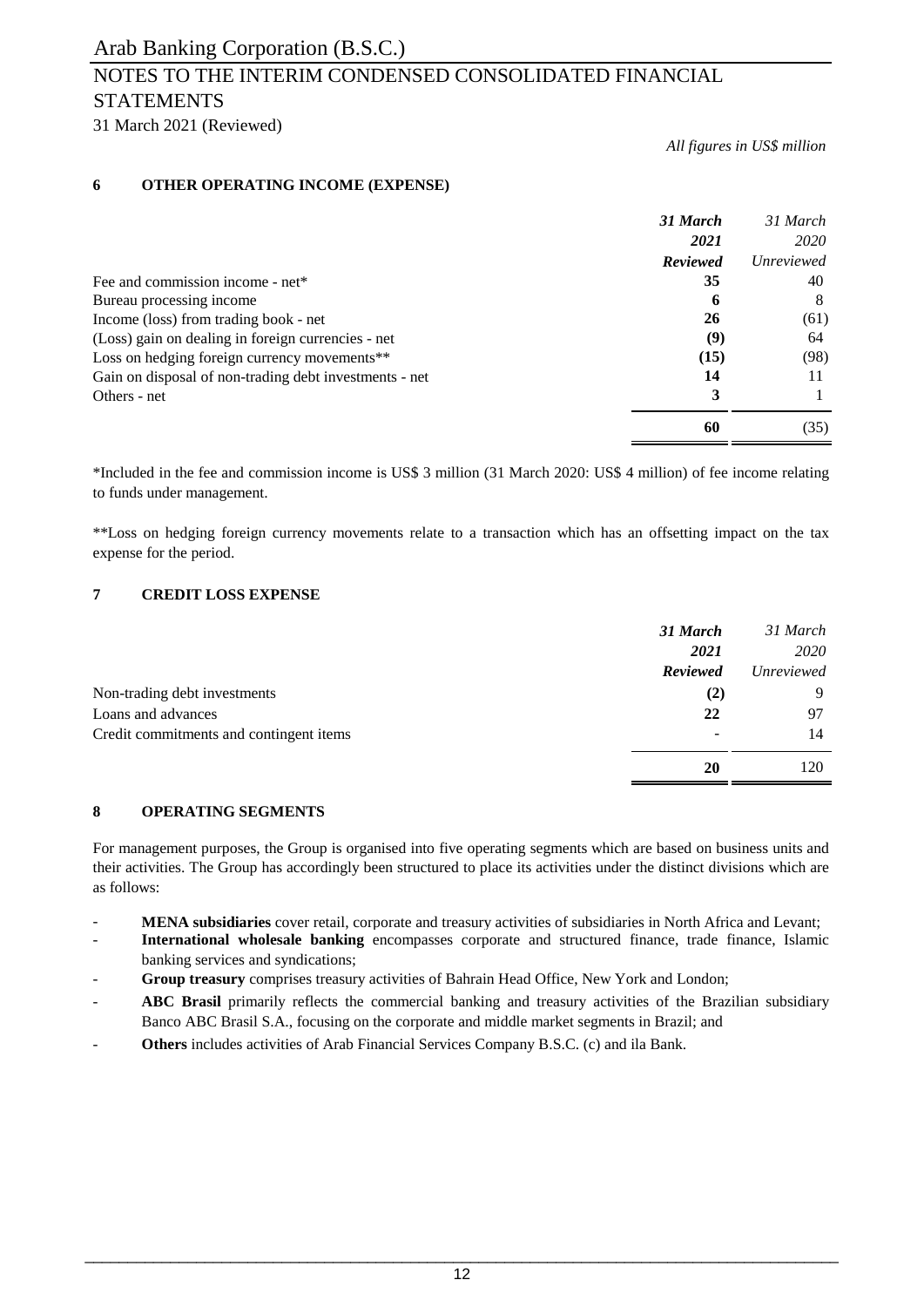*All figures in US$ million*

## 6 OTHER OPERATING INCOME (EXPENSE)

| | ***31 March 2021 Reviewed*** | *31 March 2020 Unreviewed* |
|---|---|---|
| Fee and commission income - net* | **35** | 40 |
| Bureau processing income | **6** | 8 |
| Income (loss) from trading book - net | **26** | (61) |
| (Loss) gain on dealing in foreign currencies - net | **(9)** | 64 |
| Loss on hedging foreign currency movements** | **(15)** | (98) |
| Gain on disposal of non-trading debt investments - net | **14** | 11 |
| Others - net | **3** | 1 |
| | **60** | (35) |

*Included in the fee and commission income is US$ 3 million (31 March 2020: US$ 4 million) of fee income relating to funds under management.

**Loss on hedging foreign currency movements relate to a transaction which has an offsetting impact on the tax expense for the period.

## 7 CREDIT LOSS EXPENSE

| | ***31 March 2021 Reviewed*** | *31 March 2020 Unreviewed* |
|---|---|---|
| Non-trading debt investments | **(2)** | 9 |
| Loans and advances | **22** | 97 |
| Credit commitments and contingent items | **-** | 14 |
| | **20** | 120 |

## 8 OPERATING SEGMENTS

For management purposes, the Group is organised into five operating segments which are based on business units and their activities. The Group has accordingly been structured to place its activities under the distinct divisions which are as follows:

- **MENA subsidiaries** cover retail, corporate and treasury activities of subsidiaries in North Africa and Levant;
- **International wholesale banking** encompasses corporate and structured finance, trade finance, Islamic banking services and syndications;
- **Group treasury** comprises treasury activities of Bahrain Head Office, New York and London;
- **ABC Brasil** primarily reflects the commercial banking and treasury activities of the Brazilian subsidiary Banco ABC Brasil S.A., focusing on the corporate and middle market segments in Brazil; and
- **Others** includes activities of Arab Financial Services Company B.S.C. (c) and ila Bank.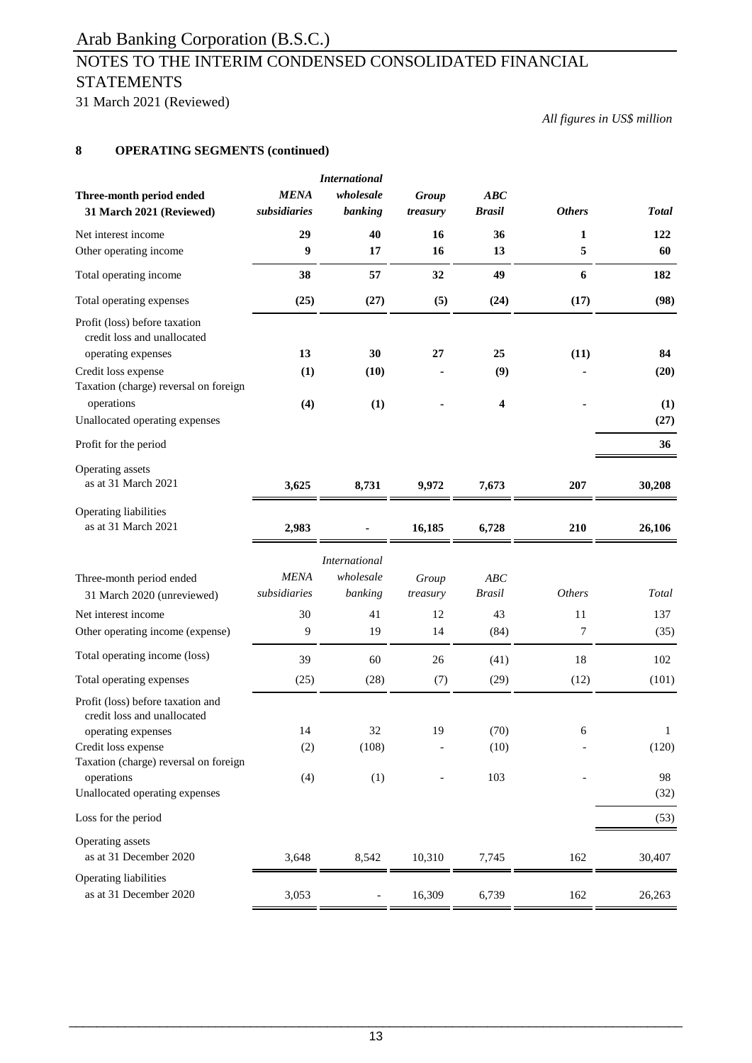# Arab Banking Corporation (B.S.C.)

## NOTES TO THE INTERIM CONDENSED CONSOLIDATED FINANCIAL STATEMENTS

31 March 2021 (Reviewed)

*All figures in US$ million*

### 8 OPERATING SEGMENTS (continued)

| **Three-month period ended 31 March 2021 (Reviewed)** | ***MENA subsidiaries*** | ***International wholesale banking*** | ***Group treasury*** | ***ABC Brasil*** | ***Others*** | ***Total*** |
|---|---|---|---|---|---|---|
| Net interest income | **29** | **40** | **16** | **36** | **1** | **122** |
| Other operating income | **9** | **17** | **16** | **13** | **5** | **60** |
| Total operating income | **38** | **57** | **32** | **49** | **6** | **182** |
| Total operating expenses | **(25)** | **(27)** | **(5)** | **(24)** | **(17)** | **(98)** |
| Profit (loss) before taxation credit loss and unallocated operating expenses | **13** | **30** | **27** | **25** | **(11)** | **84** |
| Credit loss expense | **(1)** | **(10)** | **-** | **(9)** | **-** | **(20)** |
| Taxation (charge) reversal on foreign operations | **(4)** | **(1)** | **-** | **4** | **-** | **(1)** |
| Unallocated operating expenses | | | | | | **(27)** |
| Profit for the period | | | | | | **36** |
| Operating assets as at 31 March 2021 | **3,625** | **8,731** | **9,972** | **7,673** | **207** | **30,208** |
| Operating liabilities as at 31 March 2021 | **2,983** | **-** | **16,185** | **6,728** | **210** | **26,106** |

| Three-month period ended 31 March 2020 (unreviewed) | *MENA subsidiaries* | *International wholesale banking* | *Group treasury* | *ABC Brasil* | *Others* | *Total* |
|---|---|---|---|---|---|---|
| Net interest income | 30 | 41 | 12 | 43 | 11 | 137 |
| Other operating income (expense) | 9 | 19 | 14 | (84) | 7 | (35) |
| Total operating income (loss) | 39 | 60 | 26 | (41) | 18 | 102 |
| Total operating expenses | (25) | (28) | (7) | (29) | (12) | (101) |
| Profit (loss) before taxation and credit loss and unallocated operating expenses | 14 | 32 | 19 | (70) | 6 | 1 |
| Credit loss expense | (2) | (108) | - | (10) | - | (120) |
| Taxation (charge) reversal on foreign operations | (4) | (1) | - | 103 | - | 98 |
| Unallocated operating expenses | | | | | | (32) |
| Loss for the period | | | | | | (53) |
| Operating assets as at 31 December 2020 | 3,648 | 8,542 | 10,310 | 7,745 | 162 | 30,407 |
| Operating liabilities as at 31 December 2020 | 3,053 | - | 16,309 | 6,739 | 162 | 26,263 |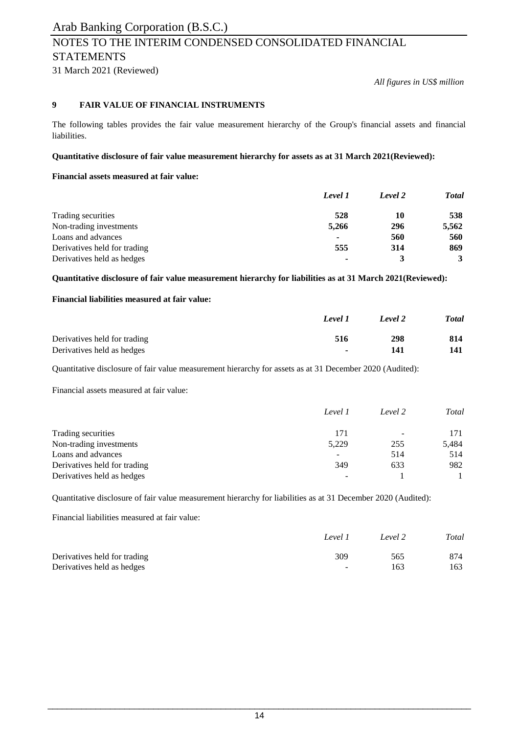*All figures in US$ million*

## 9 FAIR VALUE OF FINANCIAL INSTRUMENTS

The following tables provides the fair value measurement hierarchy of the Group's financial assets and financial liabilities.

**Quantitative disclosure of fair value measurement hierarchy for assets as at 31 March 2021(Reviewed):**

**Financial assets measured at fair value:**

| | *Level 1* | *Level 2* | *Total* |
|---|---|---|---|
| Trading securities | **528** | **10** | **538** |
| Non-trading investments | **5,266** | **296** | **5,562** |
| Loans and advances | **-** | **560** | **560** |
| Derivatives held for trading | **555** | **314** | **869** |
| Derivatives held as hedges | **-** | **3** | **3** |

**Quantitative disclosure of fair value measurement hierarchy for liabilities as at 31 March 2021(Reviewed):**

**Financial liabilities measured at fair value:**

| | *Level 1* | *Level 2* | *Total* |
|---|---|---|---|
| Derivatives held for trading | **516** | **298** | **814** |
| Derivatives held as hedges | **-** | **141** | **141** |

Quantitative disclosure of fair value measurement hierarchy for assets as at 31 December 2020 (Audited):

Financial assets measured at fair value:

| | *Level 1* | *Level 2* | *Total* |
|---|---|---|---|
| Trading securities | 171 | - | 171 |
| Non-trading investments | 5,229 | 255 | 5,484 |
| Loans and advances | - | 514 | 514 |
| Derivatives held for trading | 349 | 633 | 982 |
| Derivatives held as hedges | - | 1 | 1 |

Quantitative disclosure of fair value measurement hierarchy for liabilities as at 31 December 2020 (Audited):

Financial liabilities measured at fair value:

| | *Level 1* | *Level 2* | *Total* |
|---|---|---|---|
| Derivatives held for trading | 309 | 565 | 874 |
| Derivatives held as hedges | - | 163 | 163 |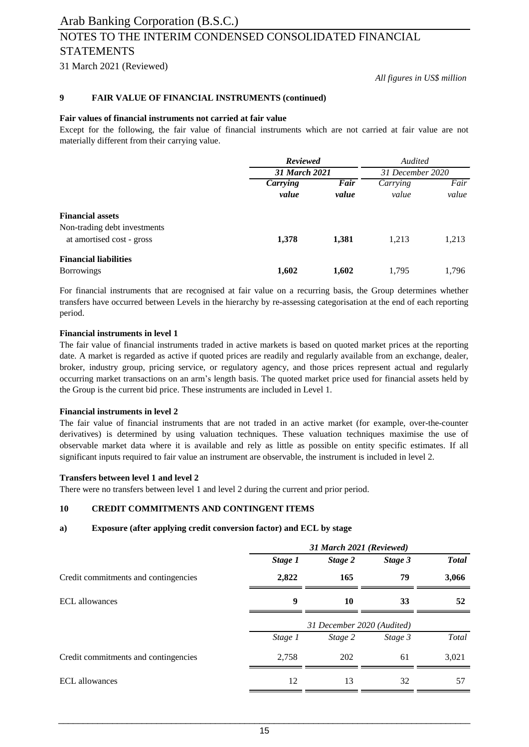*All figures in US$ million*

## 9 FAIR VALUE OF FINANCIAL INSTRUMENTS (continued)

**Fair values of financial instruments not carried at fair value**

Except for the following, the fair value of financial instruments which are not carried at fair value are not materially different from their carrying value.

| | ***Reviewed*** | | *Audited* | |
|---|---|---|---|---|
| | ***31 March 2021*** | | *31 December 2020* | |
| | ***Carrying value*** | ***Fair value*** | *Carrying value* | *Fair value* |
| **Financial assets** | | | | |
| Non-trading debt investments at amortised cost - gross | **1,378** | **1,381** | 1,213 | 1,213 |
| **Financial liabilities** | | | | |
| Borrowings | **1,602** | **1,602** | 1,795 | 1,796 |

For financial instruments that are recognised at fair value on a recurring basis, the Group determines whether transfers have occurred between Levels in the hierarchy by re-assessing categorisation at the end of each reporting period.

**Financial instruments in level 1**

The fair value of financial instruments traded in active markets is based on quoted market prices at the reporting date. A market is regarded as active if quoted prices are readily and regularly available from an exchange, dealer, broker, industry group, pricing service, or regulatory agency, and those prices represent actual and regularly occurring market transactions on an arm's length basis. The quoted market price used for financial assets held by the Group is the current bid price. These instruments are included in Level 1.

**Financial instruments in level 2**

The fair value of financial instruments that are not traded in an active market (for example, over-the-counter derivatives) is determined by using valuation techniques. These valuation techniques maximise the use of observable market data where it is available and rely as little as possible on entity specific estimates. If all significant inputs required to fair value an instrument are observable, the instrument is included in level 2.

**Transfers between level 1 and level 2**

There were no transfers between level 1 and level 2 during the current and prior period.

## 10 CREDIT COMMITMENTS AND CONTINGENT ITEMS

### a) Exposure (after applying credit conversion factor) and ECL by stage

| | ***31 March 2021 (Reviewed)*** | | | |
|---|---|---|---|---|
| | ***Stage 1*** | ***Stage 2*** | ***Stage 3*** | ***Total*** |
| Credit commitments and contingencies | **2,822** | **165** | **79** | **3,066** |
| ECL allowances | **9** | **10** | **33** | **52** |

| | *31 December 2020 (Audited)* | | | |
|---|---|---|---|---|
| | *Stage 1* | *Stage 2* | *Stage 3* | *Total* |
| Credit commitments and contingencies | 2,758 | 202 | 61 | 3,021 |
| ECL allowances | 12 | 13 | 32 | 57 |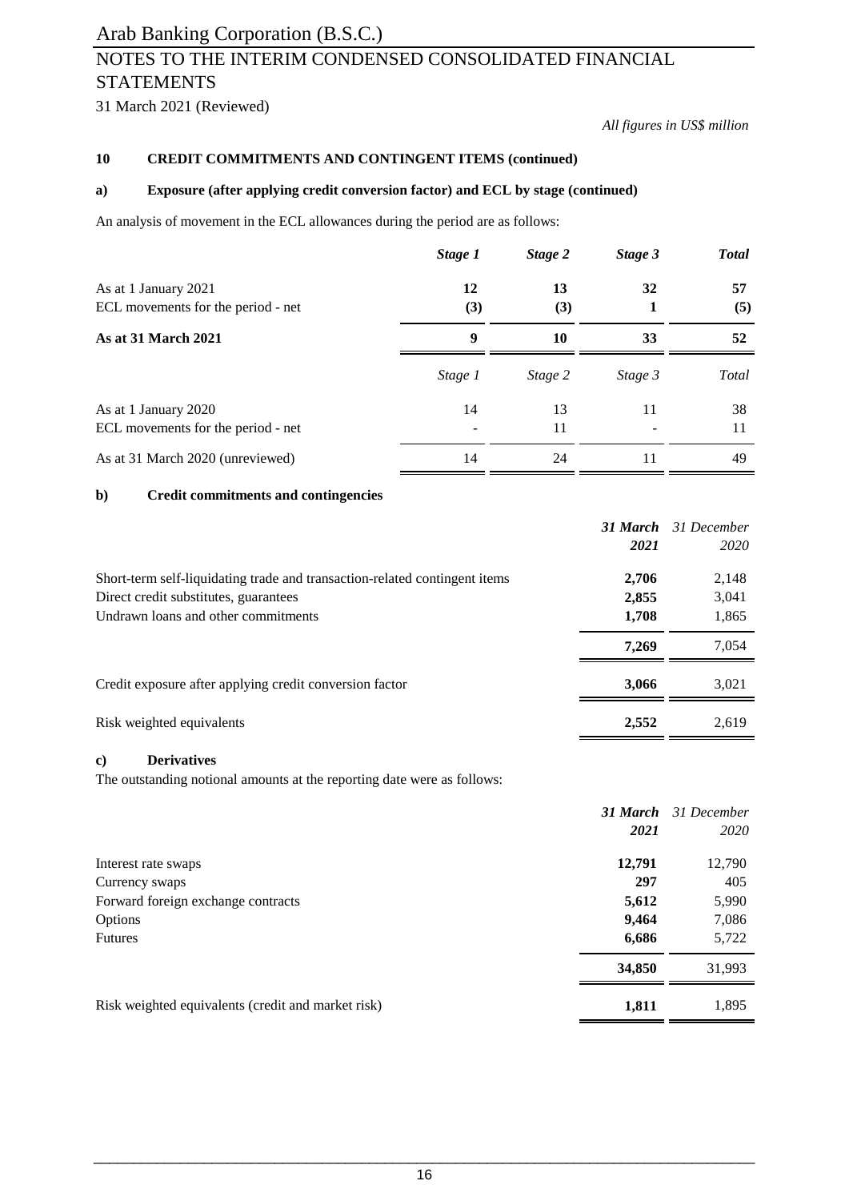All figures in US$ million

## 10 CREDIT COMMITMENTS AND CONTINGENT ITEMS (continued)

### a) Exposure (after applying credit conversion factor) and ECL by stage (continued)

An analysis of movement in the ECL allowances during the period are as follows:

| | ***Stage 1*** | ***Stage 2*** | ***Stage 3*** | ***Total*** |
|---|---|---|---|---|
| As at 1 January 2021 | **12** | **13** | **32** | **57** |
| ECL movements for the period - net | **(3)** | **(3)** | **1** | **(5)** |
| **As at 31 March 2021** | **9** | **10** | **33** | **52** |

| | *Stage 1* | *Stage 2* | *Stage 3* | *Total* |
|---|---|---|---|---|
| As at 1 January 2020 | 14 | 13 | 11 | 38 |
| ECL movements for the period - net | - | 11 | - | 11 |
| As at 31 March 2020 (unreviewed) | 14 | 24 | 11 | 49 |

### b) Credit commitments and contingencies

| | ***31 March 2021*** | *31 December 2020* |
|---|---|---|
| Short-term self-liquidating trade and transaction-related contingent items | **2,706** | 2,148 |
| Direct credit substitutes, guarantees | **2,855** | 3,041 |
| Undrawn loans and other commitments | **1,708** | 1,865 |
| | **7,269** | 7,054 |
| Credit exposure after applying credit conversion factor | **3,066** | 3,021 |
| Risk weighted equivalents | **2,552** | 2,619 |

### c) Derivatives

The outstanding notional amounts at the reporting date were as follows:

| | ***31 March 2021*** | *31 December 2020* |
|---|---|---|
| Interest rate swaps | **12,791** | 12,790 |
| Currency swaps | **297** | 405 |
| Forward foreign exchange contracts | **5,612** | 5,990 |
| Options | **9,464** | 7,086 |
| Futures | **6,686** | 5,722 |
| | **34,850** | 31,993 |
| Risk weighted equivalents (credit and market risk) | **1,811** | 1,895 |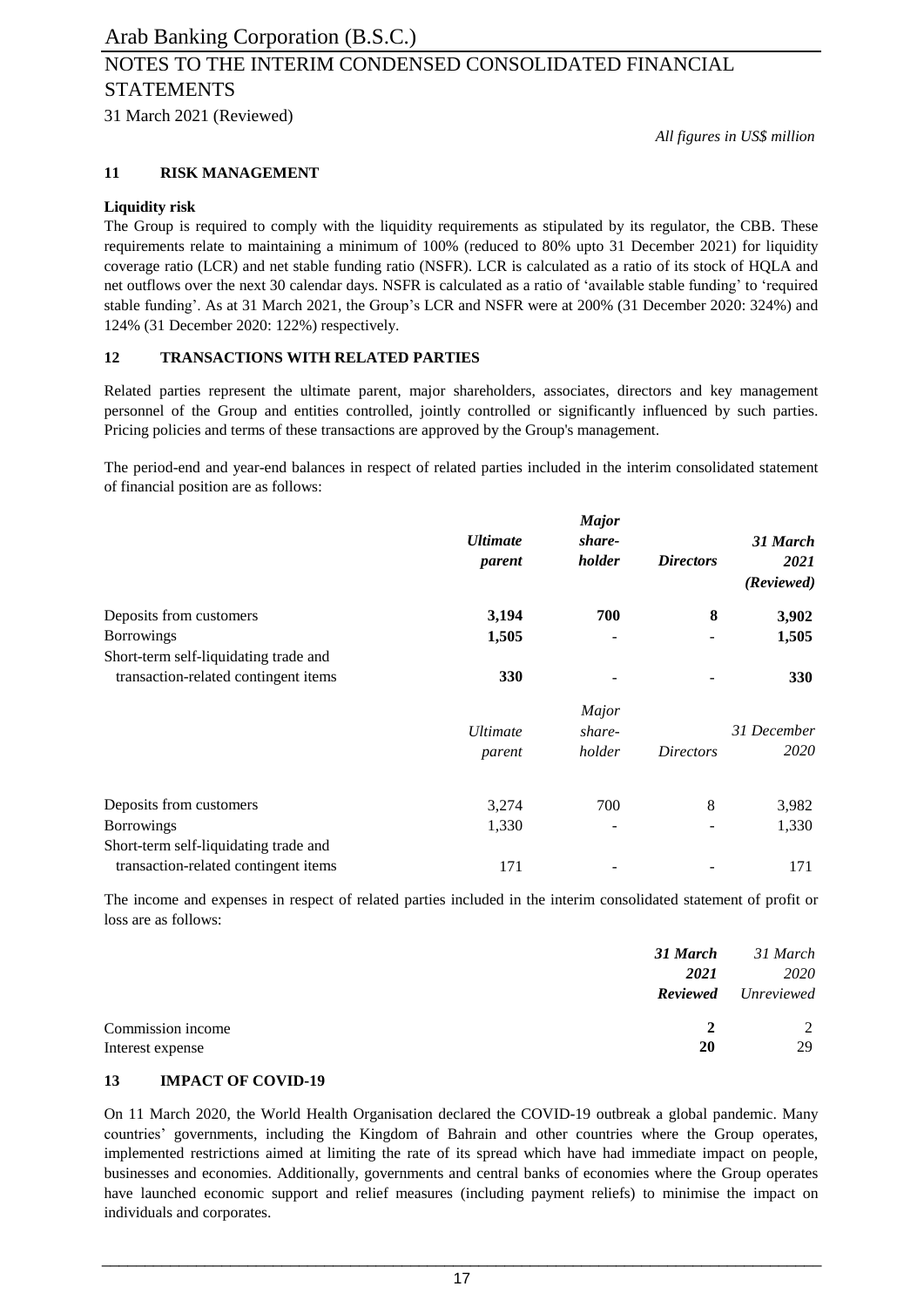*All figures in US$ million*

## 11 RISK MANAGEMENT

**Liquidity risk**

The Group is required to comply with the liquidity requirements as stipulated by its regulator, the CBB. These requirements relate to maintaining a minimum of 100% (reduced to 80% upto 31 December 2021) for liquidity coverage ratio (LCR) and net stable funding ratio (NSFR). LCR is calculated as a ratio of its stock of HQLA and net outflows over the next 30 calendar days. NSFR is calculated as a ratio of 'available stable funding' to 'required stable funding'. As at 31 March 2021, the Group's LCR and NSFR were at 200% (31 December 2020: 324%) and 124% (31 December 2020: 122%) respectively.

## 12 TRANSACTIONS WITH RELATED PARTIES

Related parties represent the ultimate parent, major shareholders, associates, directors and key management personnel of the Group and entities controlled, jointly controlled or significantly influenced by such parties. Pricing policies and terms of these transactions are approved by the Group's management.

The period-end and year-end balances in respect of related parties included in the interim consolidated statement of financial position are as follows:

| | ***Ultimate parent*** | ***Major share-holder*** | ***Directors*** | ***31 March 2021 (Reviewed)*** |
|---|---|---|---|---|
| Deposits from customers | **3,194** | **700** | **8** | **3,902** |
| Borrowings | **1,505** | **-** | **-** | **1,505** |
| Short-term self-liquidating trade and transaction-related contingent items | **330** | **-** | **-** | **330** |

| | *Ultimate parent* | *Major share-holder* | *Directors* | *31 December 2020* |
|---|---|---|---|---|
| Deposits from customers | 3,274 | 700 | 8 | 3,982 |
| Borrowings | 1,330 | - | - | 1,330 |
| Short-term self-liquidating trade and transaction-related contingent items | 171 | - | - | 171 |

The income and expenses in respect of related parties included in the interim consolidated statement of profit or loss are as follows:

| | ***31 March 2021 Reviewed*** | *31 March 2020 Unreviewed* |
|---|---|---|
| Commission income | **2** | 2 |
| Interest expense | **20** | 29 |

## 13 IMPACT OF COVID-19

On 11 March 2020, the World Health Organisation declared the COVID-19 outbreak a global pandemic. Many countries' governments, including the Kingdom of Bahrain and other countries where the Group operates, implemented restrictions aimed at limiting the rate of its spread which have had immediate impact on people, businesses and economies. Additionally, governments and central banks of economies where the Group operates have launched economic support and relief measures (including payment reliefs) to minimise the impact on individuals and corporates.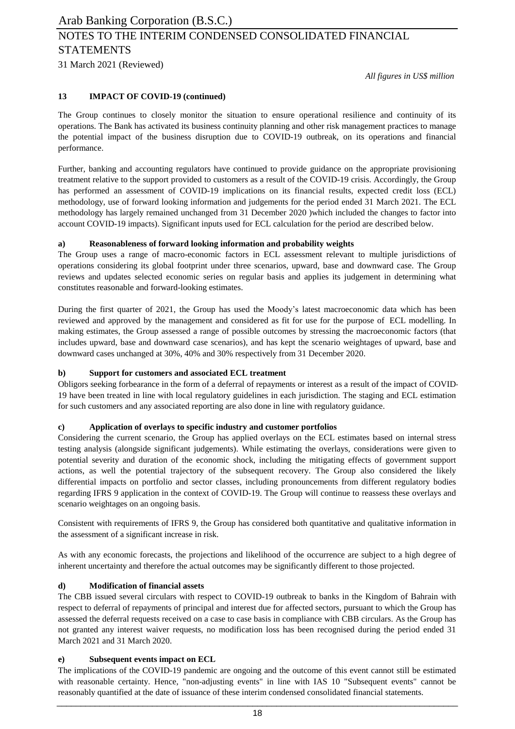*All figures in US$ million*

## 13 IMPACT OF COVID-19 (continued)

The Group continues to closely monitor the situation to ensure operational resilience and continuity of its operations. The Bank has activated its business continuity planning and other risk management practices to manage the potential impact of the business disruption due to COVID-19 outbreak, on its operations and financial performance.

Further, banking and accounting regulators have continued to provide guidance on the appropriate provisioning treatment relative to the support provided to customers as a result of the COVID-19 crisis. Accordingly, the Group has performed an assessment of COVID-19 implications on its financial results, expected credit loss (ECL) methodology, use of forward looking information and judgements for the period ended 31 March 2021. The ECL methodology has largely remained unchanged from 31 December 2020 )which included the changes to factor into account COVID-19 impacts). Significant inputs used for ECL calculation for the period are described below.

### a) Reasonableness of forward looking information and probability weights

The Group uses a range of macro-economic factors in ECL assessment relevant to multiple jurisdictions of operations considering its global footprint under three scenarios, upward, base and downward case. The Group reviews and updates selected economic series on regular basis and applies its judgement in determining what constitutes reasonable and forward-looking estimates.

During the first quarter of 2021, the Group has used the Moody's latest macroeconomic data which has been reviewed and approved by the management and considered as fit for use for the purpose of ECL modelling. In making estimates, the Group assessed a range of possible outcomes by stressing the macroeconomic factors (that includes upward, base and downward case scenarios), and has kept the scenario weightages of upward, base and downward cases unchanged at 30%, 40% and 30% respectively from 31 December 2020.

### b) Support for customers and associated ECL treatment

Obligors seeking forbearance in the form of a deferral of repayments or interest as a result of the impact of COVID-19 have been treated in line with local regulatory guidelines in each jurisdiction. The staging and ECL estimation for such customers and any associated reporting are also done in line with regulatory guidance.

### c) Application of overlays to specific industry and customer portfolios

Considering the current scenario, the Group has applied overlays on the ECL estimates based on internal stress testing analysis (alongside significant judgements). While estimating the overlays, considerations were given to potential severity and duration of the economic shock, including the mitigating effects of government support actions, as well the potential trajectory of the subsequent recovery. The Group also considered the likely differential impacts on portfolio and sector classes, including pronouncements from different regulatory bodies regarding IFRS 9 application in the context of COVID-19. The Group will continue to reassess these overlays and scenario weightages on an ongoing basis.

Consistent with requirements of IFRS 9, the Group has considered both quantitative and qualitative information in the assessment of a significant increase in risk.

As with any economic forecasts, the projections and likelihood of the occurrence are subject to a high degree of inherent uncertainty and therefore the actual outcomes may be significantly different to those projected.

### d) Modification of financial assets

The CBB issued several circulars with respect to COVID-19 outbreak to banks in the Kingdom of Bahrain with respect to deferral of repayments of principal and interest due for affected sectors, pursuant to which the Group has assessed the deferral requests received on a case to case basis in compliance with CBB circulars. As the Group has not granted any interest waiver requests, no modification loss has been recognised during the period ended 31 March 2021 and 31 March 2020.

### e) Subsequent events impact on ECL

The implications of the COVID-19 pandemic are ongoing and the outcome of this event cannot still be estimated with reasonable certainty. Hence, "non-adjusting events" in line with IAS 10 "Subsequent events" cannot be reasonably quantified at the date of issuance of these interim condensed consolidated financial statements.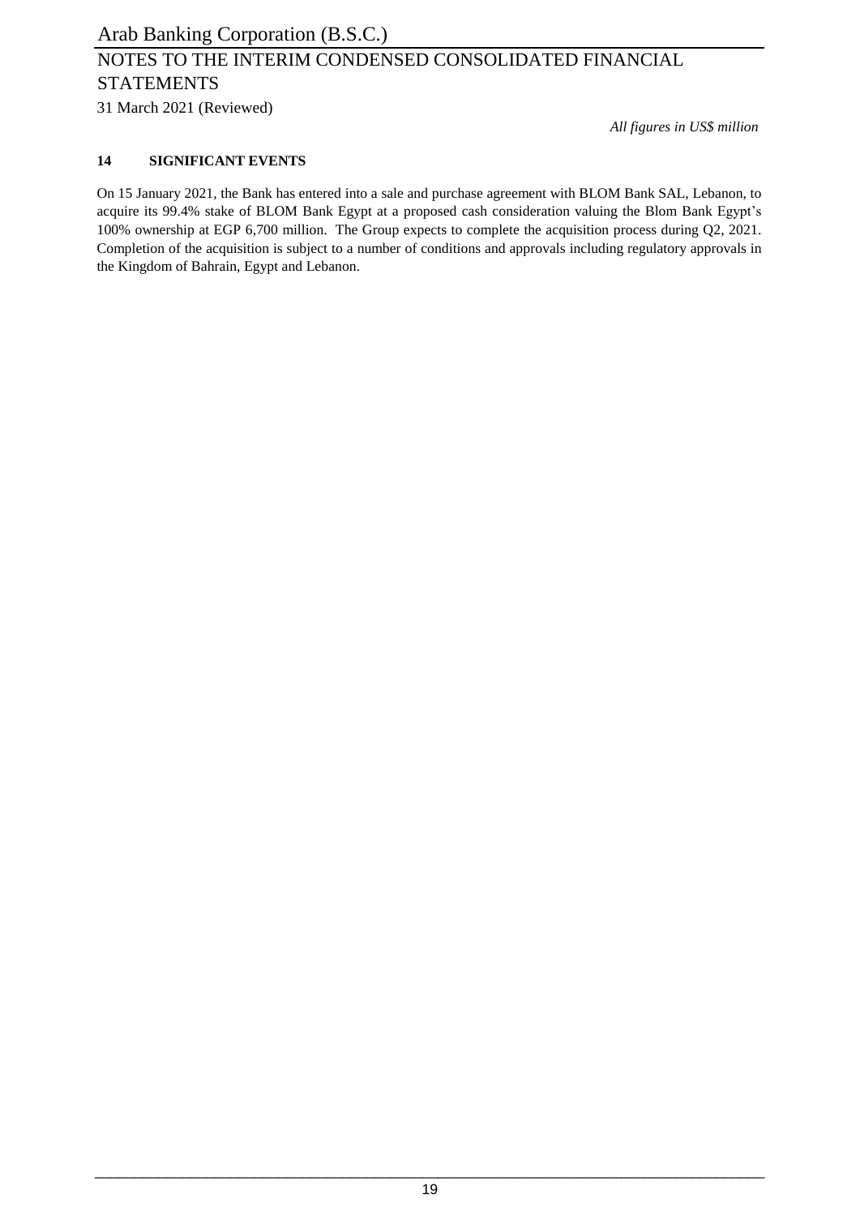*All figures in US$ million*

## 14 SIGNIFICANT EVENTS

On 15 January 2021, the Bank has entered into a sale and purchase agreement with BLOM Bank SAL, Lebanon, to acquire its 99.4% stake of BLOM Bank Egypt at a proposed cash consideration valuing the Blom Bank Egypt's 100% ownership at EGP 6,700 million. The Group expects to complete the acquisition process during Q2, 2021. Completion of the acquisition is subject to a number of conditions and approvals including regulatory approvals in the Kingdom of Bahrain, Egypt and Lebanon.